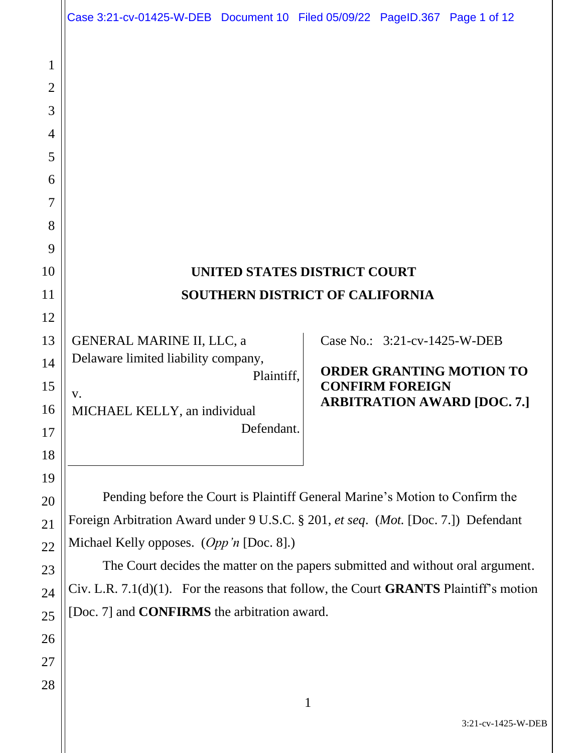# UNITED STATES DISTRICT COURT
# SOUTHERN DISTRICT OF CALIFORNIA

GENERAL MARINE II, LLC, a Delaware limited liability company,
Plaintiff,

v.

MICHAEL KELLY, an individual
Defendant.

Case No.: 3:21-cv-1425-W-DEB

**ORDER GRANTING MOTION TO CONFIRM FOREIGN ARBITRATION AWARD [DOC. 7.]**

Pending before the Court is Plaintiff General Marine's Motion to Confirm the Foreign Arbitration Award under 9 U.S.C. § 201, *et seq*. (*Mot.* [Doc. 7.]) Defendant Michael Kelly opposes. (*Opp'n* [Doc. 8].)

The Court decides the matter on the papers submitted and without oral argument. Civ. L.R. 7.1(d)(1). For the reasons that follow, the Court **GRANTS** Plaintiff's motion [Doc. 7] and **CONFIRMS** the arbitration award.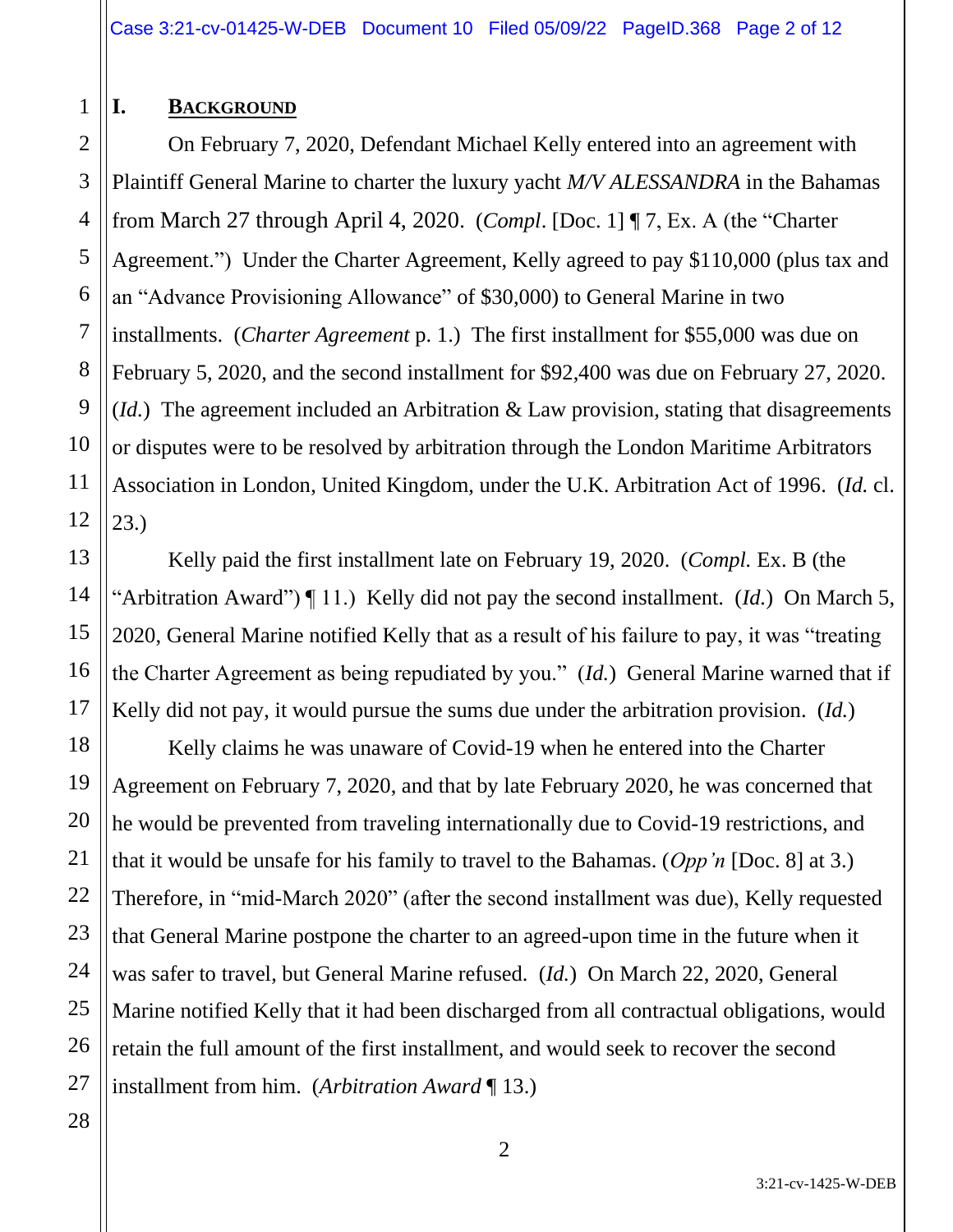## I. BACKGROUND

On February 7, 2020, Defendant Michael Kelly entered into an agreement with Plaintiff General Marine to charter the luxury yacht *M/V ALESSANDRA* in the Bahamas from March 27 through April 4, 2020. (*Compl*. [Doc. 1] ¶ 7, Ex. A (the "Charter Agreement.") Under the Charter Agreement, Kelly agreed to pay $110,000 (plus tax and an "Advance Provisioning Allowance" of $30,000) to General Marine in two installments. (*Charter Agreement* p. 1.) The first installment for $55,000 was due on February 5, 2020, and the second installment for $92,400 was due on February 27, 2020. (*Id.*) The agreement included an Arbitration & Law provision, stating that disagreements or disputes were to be resolved by arbitration through the London Maritime Arbitrators Association in London, United Kingdom, under the U.K. Arbitration Act of 1996. (*Id.* cl. 23.)

Kelly paid the first installment late on February 19, 2020. (*Compl.* Ex. B (the "Arbitration Award") ¶ 11.) Kelly did not pay the second installment. (*Id.*) On March 5, 2020, General Marine notified Kelly that as a result of his failure to pay, it was "treating the Charter Agreement as being repudiated by you." (*Id.*) General Marine warned that if Kelly did not pay, it would pursue the sums due under the arbitration provision. (*Id.*)

Kelly claims he was unaware of Covid-19 when he entered into the Charter Agreement on February 7, 2020, and that by late February 2020, he was concerned that he would be prevented from traveling internationally due to Covid-19 restrictions, and that it would be unsafe for his family to travel to the Bahamas. (*Opp'n* [Doc. 8] at 3.) Therefore, in "mid-March 2020" (after the second installment was due), Kelly requested that General Marine postpone the charter to an agreed-upon time in the future when it was safer to travel, but General Marine refused. (*Id.*) On March 22, 2020, General Marine notified Kelly that it had been discharged from all contractual obligations, would retain the full amount of the first installment, and would seek to recover the second installment from him. (*Arbitration Award* ¶ 13.)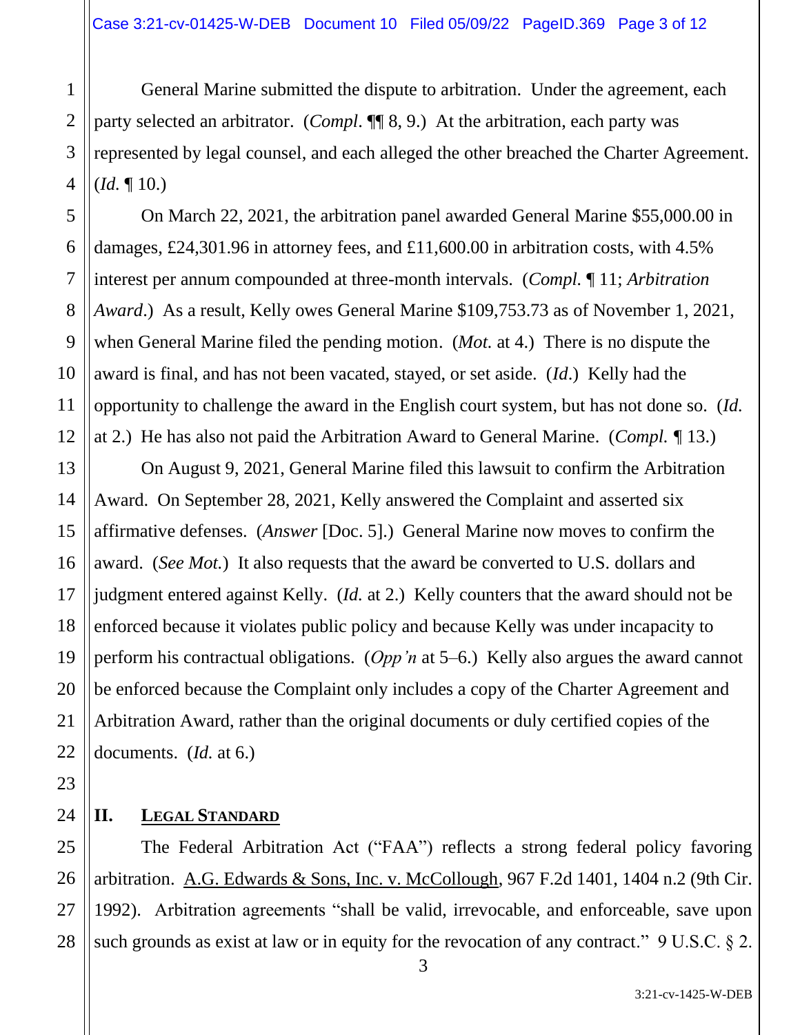General Marine submitted the dispute to arbitration. Under the agreement, each party selected an arbitrator. (*Compl.* ¶¶ 8, 9.) At the arbitration, each party was represented by legal counsel, and each alleged the other breached the Charter Agreement. (*Id.* ¶ 10.)

On March 22, 2021, the arbitration panel awarded General Marine $55,000.00 in damages, £24,301.96 in attorney fees, and £11,600.00 in arbitration costs, with 4.5% interest per annum compounded at three-month intervals. (*Compl.* ¶ 11; *Arbitration Award*.) As a result, Kelly owes General Marine $109,753.73 as of November 1, 2021, when General Marine filed the pending motion. (*Mot.* at 4.) There is no dispute the award is final, and has not been vacated, stayed, or set aside. (*Id*.) Kelly had the opportunity to challenge the award in the English court system, but has not done so. (*Id.* at 2.) He has also not paid the Arbitration Award to General Marine. (*Compl.* ¶ 13.)

On August 9, 2021, General Marine filed this lawsuit to confirm the Arbitration Award. On September 28, 2021, Kelly answered the Complaint and asserted six affirmative defenses. (*Answer* [Doc. 5].) General Marine now moves to confirm the award. (*See Mot.*) It also requests that the award be converted to U.S. dollars and judgment entered against Kelly. (*Id.* at 2.) Kelly counters that the award should not be enforced because it violates public policy and because Kelly was under incapacity to perform his contractual obligations. (*Opp'n* at 5–6.) Kelly also argues the award cannot be enforced because the Complaint only includes a copy of the Charter Agreement and Arbitration Award, rather than the original documents or duly certified copies of the documents. (*Id.* at 6.)

## II. Legal Standard

The Federal Arbitration Act ("FAA") reflects a strong federal policy favoring arbitration. A.G. Edwards & Sons, Inc. v. McCollough, 967 F.2d 1401, 1404 n.2 (9th Cir. 1992). Arbitration agreements "shall be valid, irrevocable, and enforceable, save upon such grounds as exist at law or in equity for the revocation of any contract." 9 U.S.C. § 2.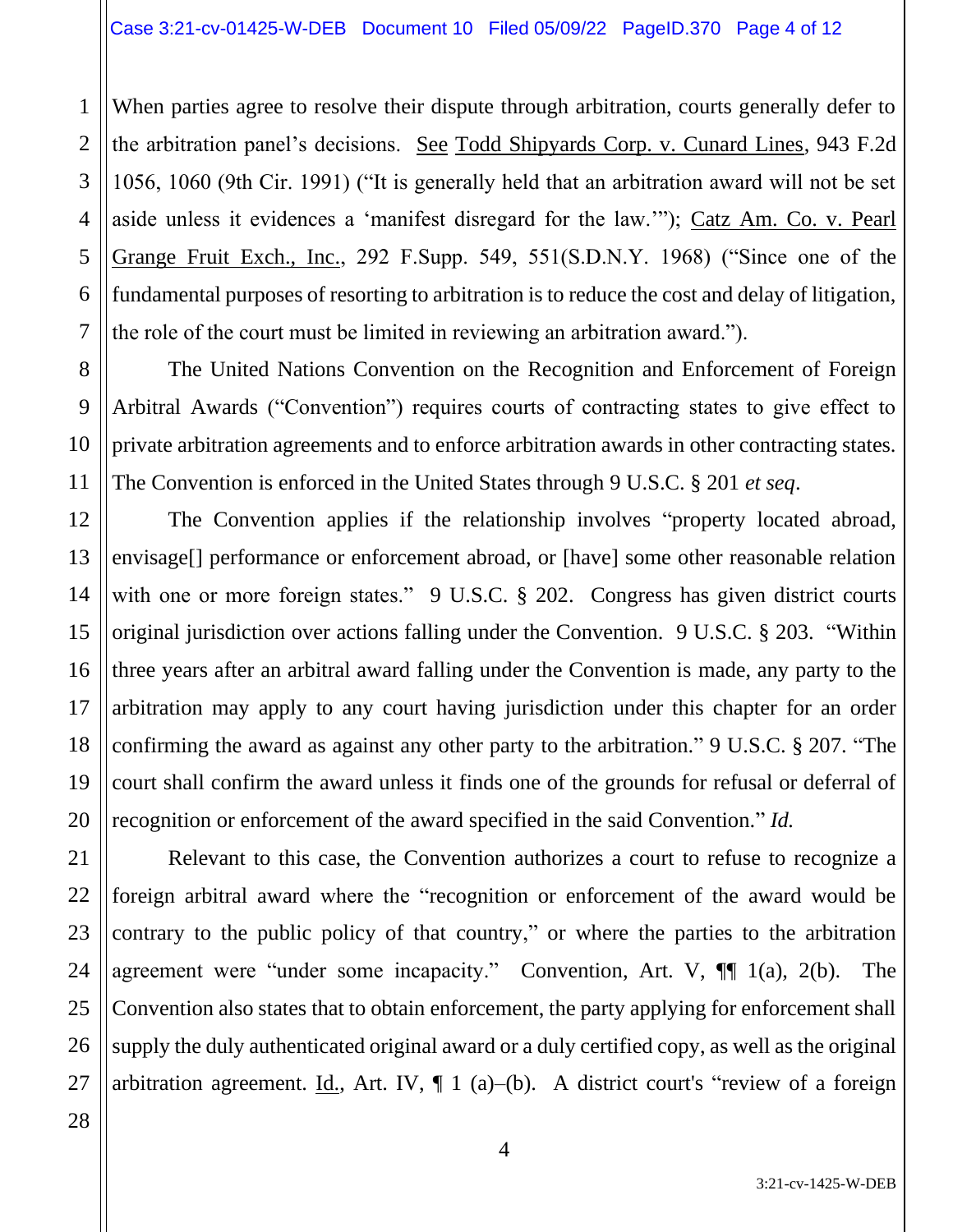When parties agree to resolve their dispute through arbitration, courts generally defer to the arbitration panel's decisions. See Todd Shipyards Corp. v. Cunard Lines, 943 F.2d 1056, 1060 (9th Cir. 1991) ("It is generally held that an arbitration award will not be set aside unless it evidences a 'manifest disregard for the law.'"); Catz Am. Co. v. Pearl Grange Fruit Exch., Inc., 292 F.Supp. 549, 551(S.D.N.Y. 1968) ("Since one of the fundamental purposes of resorting to arbitration is to reduce the cost and delay of litigation, the role of the court must be limited in reviewing an arbitration award.").

The United Nations Convention on the Recognition and Enforcement of Foreign Arbitral Awards ("Convention") requires courts of contracting states to give effect to private arbitration agreements and to enforce arbitration awards in other contracting states. The Convention is enforced in the United States through 9 U.S.C. § 201 *et seq*.

The Convention applies if the relationship involves "property located abroad, envisage[] performance or enforcement abroad, or [have] some other reasonable relation with one or more foreign states." 9 U.S.C. § 202. Congress has given district courts original jurisdiction over actions falling under the Convention. 9 U.S.C. § 203. "Within three years after an arbitral award falling under the Convention is made, any party to the arbitration may apply to any court having jurisdiction under this chapter for an order confirming the award as against any other party to the arbitration." 9 U.S.C. § 207. "The court shall confirm the award unless it finds one of the grounds for refusal or deferral of recognition or enforcement of the award specified in the said Convention." *Id.*

Relevant to this case, the Convention authorizes a court to refuse to recognize a foreign arbitral award where the "recognition or enforcement of the award would be contrary to the public policy of that country," or where the parties to the arbitration agreement were "under some incapacity." Convention, Art. V, ¶¶ 1(a), 2(b). The Convention also states that to obtain enforcement, the party applying for enforcement shall supply the duly authenticated original award or a duly certified copy, as well as the original arbitration agreement. Id., Art. IV, ¶ 1 (a)–(b). A district court's "review of a foreign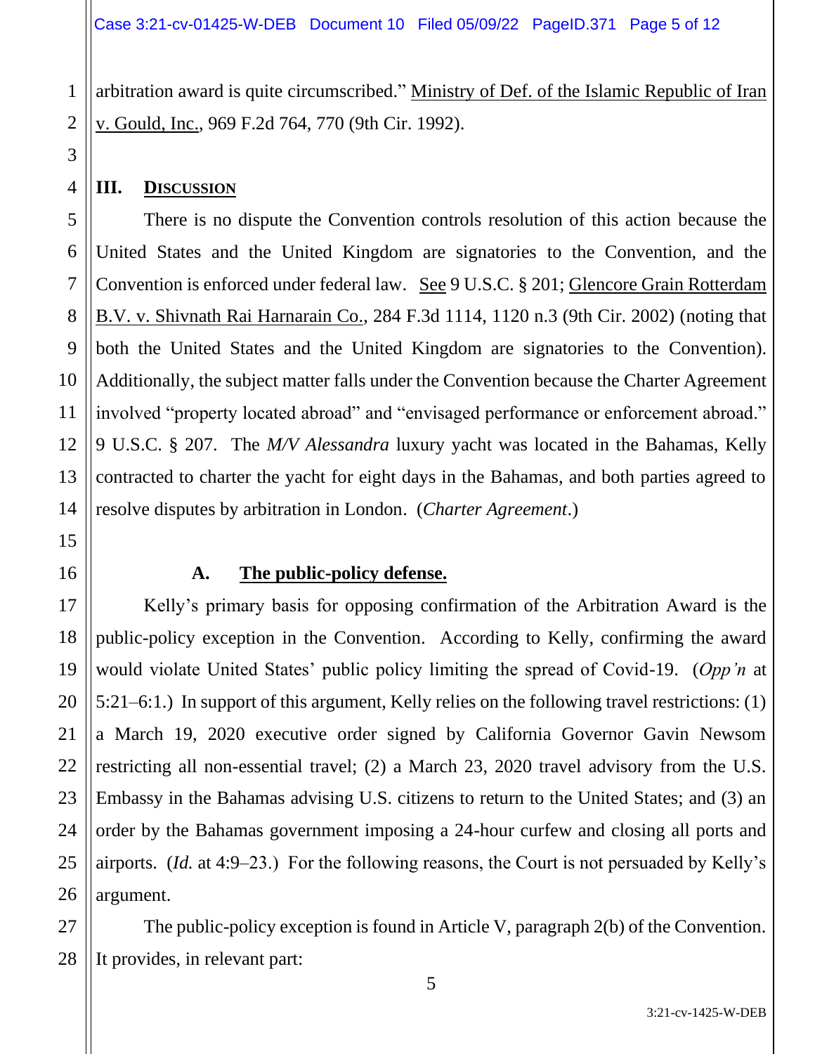arbitration award is quite circumscribed." Ministry of Def. of the Islamic Republic of Iran v. Gould, Inc., 969 F.2d 764, 770 (9th Cir. 1992).

## III. Discussion

There is no dispute the Convention controls resolution of this action because the United States and the United Kingdom are signatories to the Convention, and the Convention is enforced under federal law. See 9 U.S.C. § 201; Glencore Grain Rotterdam B.V. v. Shivnath Rai Harnarain Co., 284 F.3d 1114, 1120 n.3 (9th Cir. 2002) (noting that both the United States and the United Kingdom are signatories to the Convention). Additionally, the subject matter falls under the Convention because the Charter Agreement involved "property located abroad" and "envisaged performance or enforcement abroad." 9 U.S.C. § 207. The *M/V Alessandra* luxury yacht was located in the Bahamas, Kelly contracted to charter the yacht for eight days in the Bahamas, and both parties agreed to resolve disputes by arbitration in London. (*Charter Agreement*.)

### A. The public-policy defense.

Kelly's primary basis for opposing confirmation of the Arbitration Award is the public-policy exception in the Convention. According to Kelly, confirming the award would violate United States' public policy limiting the spread of Covid-19. (*Opp'n* at 5:21–6:1.) In support of this argument, Kelly relies on the following travel restrictions: (1) a March 19, 2020 executive order signed by California Governor Gavin Newsom restricting all non-essential travel; (2) a March 23, 2020 travel advisory from the U.S. Embassy in the Bahamas advising U.S. citizens to return to the United States; and (3) an order by the Bahamas government imposing a 24-hour curfew and closing all ports and airports. (*Id.* at 4:9–23.) For the following reasons, the Court is not persuaded by Kelly's argument.

The public-policy exception is found in Article V, paragraph 2(b) of the Convention. It provides, in relevant part: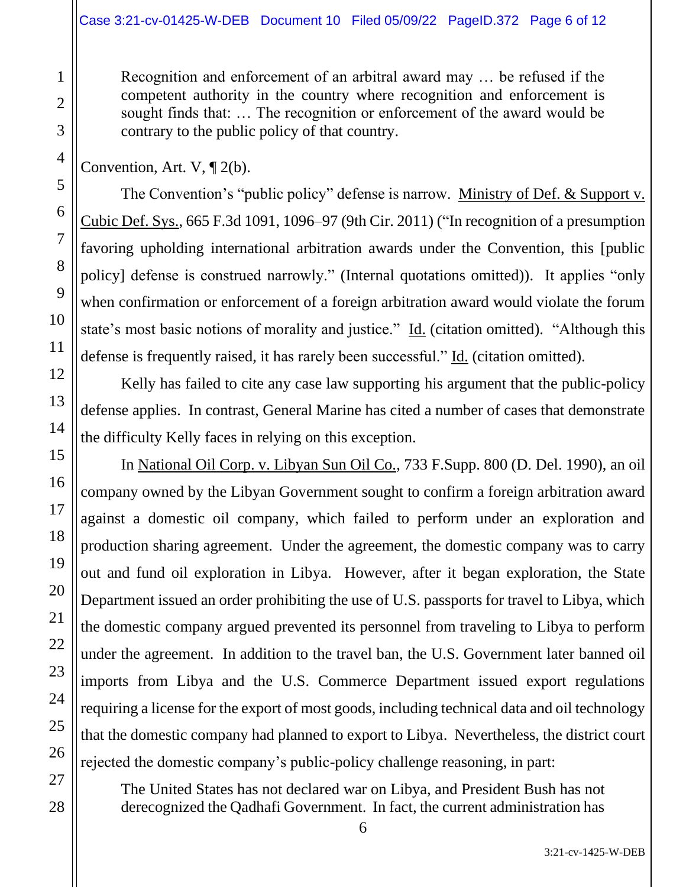> Recognition and enforcement of an arbitral award may … be refused if the competent authority in the country where recognition and enforcement is sought finds that: … The recognition or enforcement of the award would be contrary to the public policy of that country.

Convention, Art. V, ¶ 2(b).

The Convention's "public policy" defense is narrow. Ministry of Def. & Support v. Cubic Def. Sys., 665 F.3d 1091, 1096–97 (9th Cir. 2011) ("In recognition of a presumption favoring upholding international arbitration awards under the Convention, this [public policy] defense is construed narrowly." (Internal quotations omitted)). It applies "only when confirmation or enforcement of a foreign arbitration award would violate the forum state's most basic notions of morality and justice." Id. (citation omitted). "Although this defense is frequently raised, it has rarely been successful." Id. (citation omitted).

Kelly has failed to cite any case law supporting his argument that the public-policy defense applies. In contrast, General Marine has cited a number of cases that demonstrate the difficulty Kelly faces in relying on this exception.

In National Oil Corp. v. Libyan Sun Oil Co., 733 F.Supp. 800 (D. Del. 1990), an oil company owned by the Libyan Government sought to confirm a foreign arbitration award against a domestic oil company, which failed to perform under an exploration and production sharing agreement. Under the agreement, the domestic company was to carry out and fund oil exploration in Libya. However, after it began exploration, the State Department issued an order prohibiting the use of U.S. passports for travel to Libya, which the domestic company argued prevented its personnel from traveling to Libya to perform under the agreement. In addition to the travel ban, the U.S. Government later banned oil imports from Libya and the U.S. Commerce Department issued export regulations requiring a license for the export of most goods, including technical data and oil technology that the domestic company had planned to export to Libya. Nevertheless, the district court rejected the domestic company's public-policy challenge reasoning, in part:

> The United States has not declared war on Libya, and President Bush has not derecognized the Qadhafi Government. In fact, the current administration has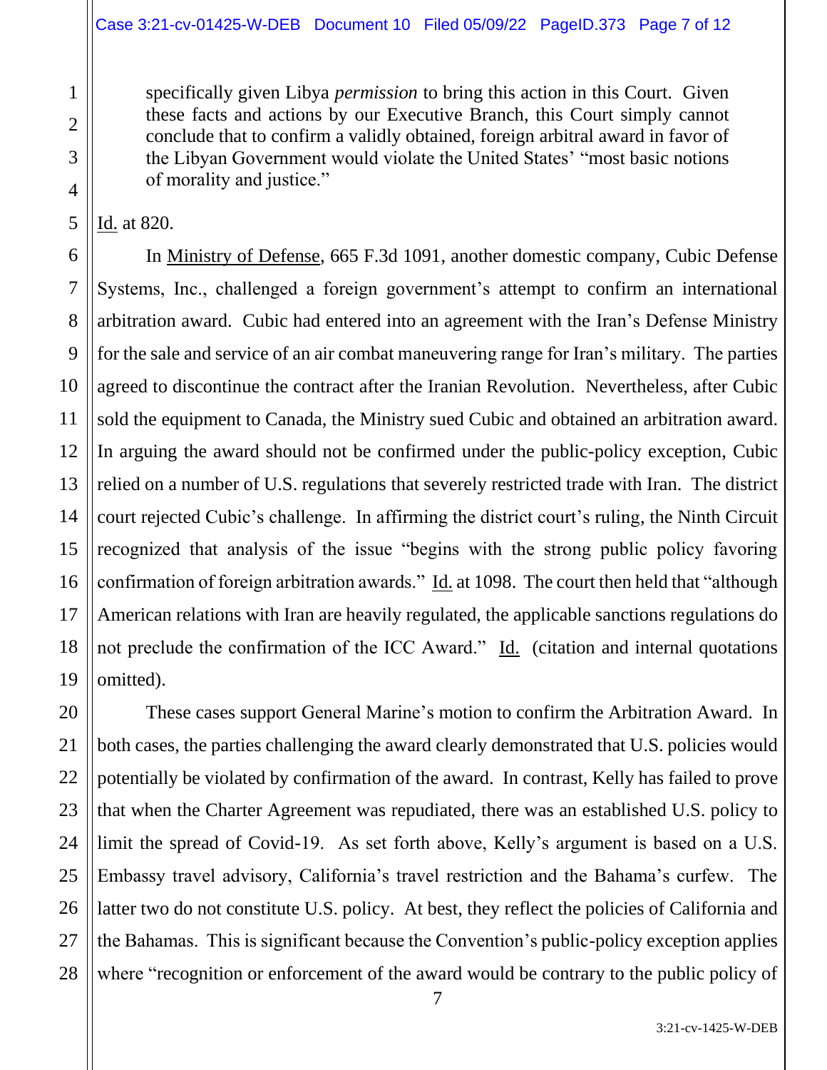> specifically given Libya *permission* to bring this action in this Court. Given these facts and actions by our Executive Branch, this Court simply cannot conclude that to confirm a validly obtained, foreign arbitral award in favor of the Libyan Government would violate the United States' "most basic notions of morality and justice."

Id. at 820.

In Ministry of Defense, 665 F.3d 1091, another domestic company, Cubic Defense Systems, Inc., challenged a foreign government's attempt to confirm an international arbitration award. Cubic had entered into an agreement with the Iran's Defense Ministry for the sale and service of an air combat maneuvering range for Iran's military. The parties agreed to discontinue the contract after the Iranian Revolution. Nevertheless, after Cubic sold the equipment to Canada, the Ministry sued Cubic and obtained an arbitration award. In arguing the award should not be confirmed under the public-policy exception, Cubic relied on a number of U.S. regulations that severely restricted trade with Iran. The district court rejected Cubic's challenge. In affirming the district court's ruling, the Ninth Circuit recognized that analysis of the issue "begins with the strong public policy favoring confirmation of foreign arbitration awards." Id. at 1098. The court then held that "although American relations with Iran are heavily regulated, the applicable sanctions regulations do not preclude the confirmation of the ICC Award." Id. (citation and internal quotations omitted).

These cases support General Marine's motion to confirm the Arbitration Award. In both cases, the parties challenging the award clearly demonstrated that U.S. policies would potentially be violated by confirmation of the award. In contrast, Kelly has failed to prove that when the Charter Agreement was repudiated, there was an established U.S. policy to limit the spread of Covid-19. As set forth above, Kelly's argument is based on a U.S. Embassy travel advisory, California's travel restriction and the Bahama's curfew. The latter two do not constitute U.S. policy. At best, they reflect the policies of California and the Bahamas. This is significant because the Convention's public-policy exception applies where "recognition or enforcement of the award would be contrary to the public policy of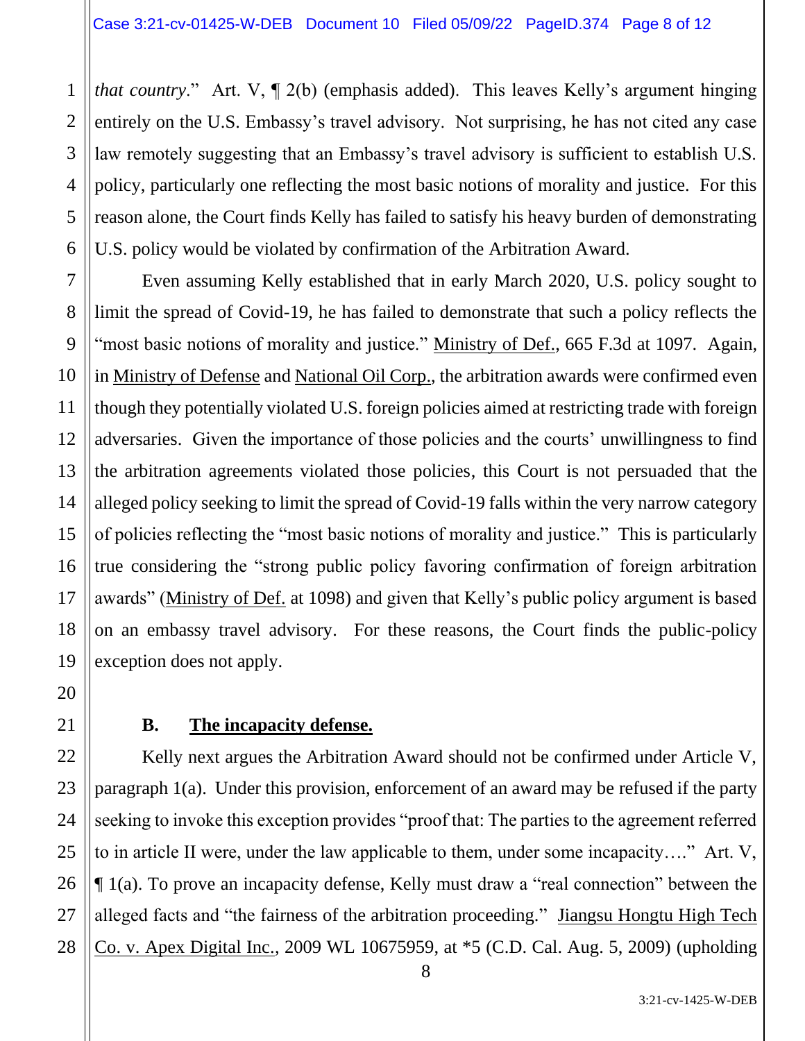*that country*." Art. V, ¶ 2(b) (emphasis added). This leaves Kelly's argument hinging entirely on the U.S. Embassy's travel advisory. Not surprising, he has not cited any case law remotely suggesting that an Embassy's travel advisory is sufficient to establish U.S. policy, particularly one reflecting the most basic notions of morality and justice. For this reason alone, the Court finds Kelly has failed to satisfy his heavy burden of demonstrating U.S. policy would be violated by confirmation of the Arbitration Award.

Even assuming Kelly established that in early March 2020, U.S. policy sought to limit the spread of Covid-19, he has failed to demonstrate that such a policy reflects the "most basic notions of morality and justice." Ministry of Def., 665 F.3d at 1097. Again, in Ministry of Defense and National Oil Corp., the arbitration awards were confirmed even though they potentially violated U.S. foreign policies aimed at restricting trade with foreign adversaries. Given the importance of those policies and the courts' unwillingness to find the arbitration agreements violated those policies, this Court is not persuaded that the alleged policy seeking to limit the spread of Covid-19 falls within the very narrow category of policies reflecting the "most basic notions of morality and justice." This is particularly true considering the "strong public policy favoring confirmation of foreign arbitration awards" (Ministry of Def. at 1098) and given that Kelly's public policy argument is based on an embassy travel advisory. For these reasons, the Court finds the public-policy exception does not apply.

### B. The incapacity defense.

Kelly next argues the Arbitration Award should not be confirmed under Article V, paragraph 1(a). Under this provision, enforcement of an award may be refused if the party seeking to invoke this exception provides "proof that: The parties to the agreement referred to in article II were, under the law applicable to them, under some incapacity…." Art. V, ¶ 1(a). To prove an incapacity defense, Kelly must draw a "real connection" between the alleged facts and "the fairness of the arbitration proceeding." Jiangsu Hongtu High Tech Co. v. Apex Digital Inc., 2009 WL 10675959, at *5 (C.D. Cal. Aug. 5, 2009) (upholding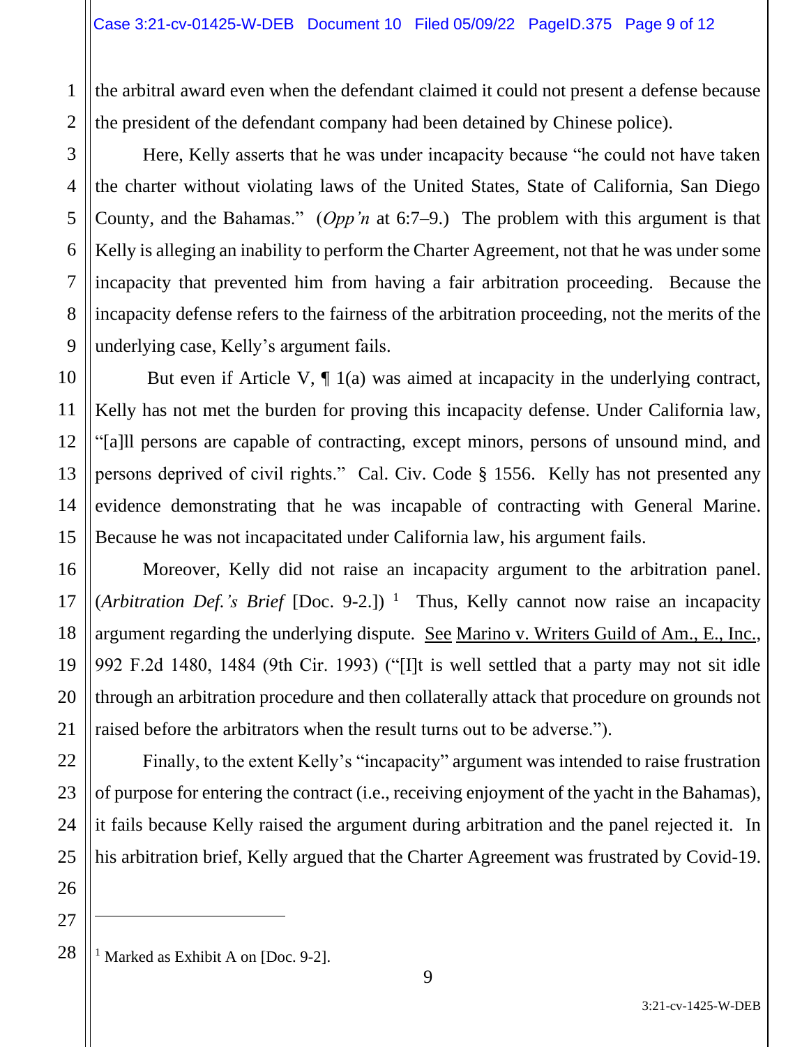the arbitral award even when the defendant claimed it could not present a defense because the president of the defendant company had been detained by Chinese police).

Here, Kelly asserts that he was under incapacity because "he could not have taken the charter without violating laws of the United States, State of California, San Diego County, and the Bahamas." (*Opp'n* at 6:7–9.) The problem with this argument is that Kelly is alleging an inability to perform the Charter Agreement, not that he was under some incapacity that prevented him from having a fair arbitration proceeding. Because the incapacity defense refers to the fairness of the arbitration proceeding, not the merits of the underlying case, Kelly's argument fails.

But even if Article V, ¶ 1(a) was aimed at incapacity in the underlying contract, Kelly has not met the burden for proving this incapacity defense. Under California law, "[a]ll persons are capable of contracting, except minors, persons of unsound mind, and persons deprived of civil rights." Cal. Civ. Code § 1556. Kelly has not presented any evidence demonstrating that he was incapable of contracting with General Marine. Because he was not incapacitated under California law, his argument fails.

Moreover, Kelly did not raise an incapacity argument to the arbitration panel. (*Arbitration Def.'s Brief* [Doc. 9-2.])[1] Thus, Kelly cannot now raise an incapacity argument regarding the underlying dispute. See Marino v. Writers Guild of Am., E., Inc., 992 F.2d 1480, 1484 (9th Cir. 1993) ("[I]t is well settled that a party may not sit idle through an arbitration procedure and then collaterally attack that procedure on grounds not raised before the arbitrators when the result turns out to be adverse.").

Finally, to the extent Kelly's "incapacity" argument was intended to raise frustration of purpose for entering the contract (i.e., receiving enjoyment of the yacht in the Bahamas), it fails because Kelly raised the argument during arbitration and the panel rejected it. In his arbitration brief, Kelly argued that the Charter Agreement was frustrated by Covid-19.

---

[1] Marked as Exhibit A on [Doc. 9-2].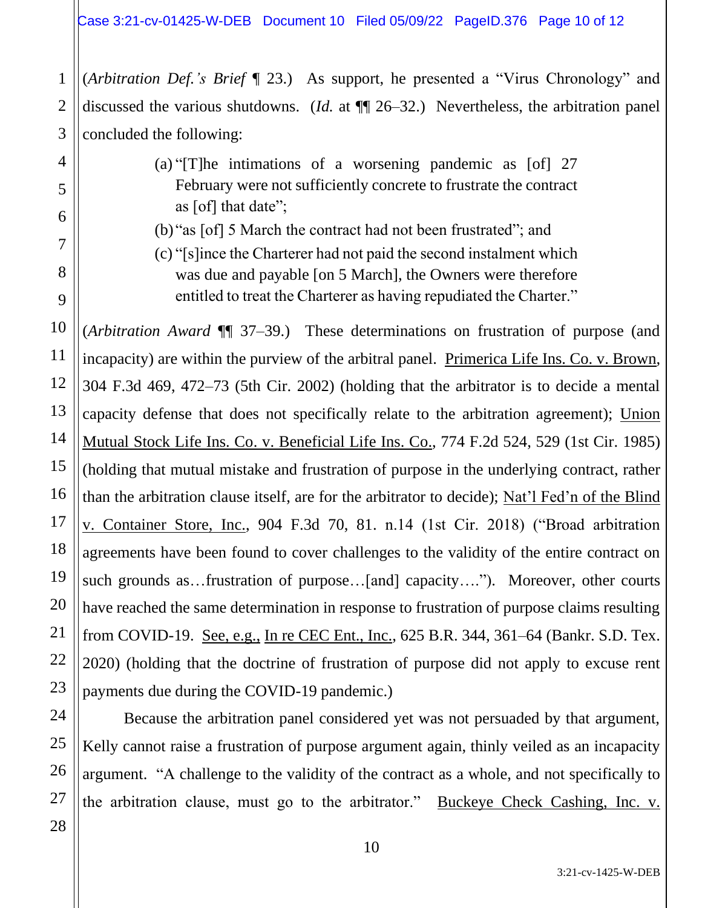(*Arbitration Def.'s Brief* ¶ 23.) As support, he presented a "Virus Chronology" and discussed the various shutdowns. (*Id.* at ¶¶ 26–32.) Nevertheless, the arbitration panel concluded the following:

> (a) "[T]he intimations of a worsening pandemic as [of] 27 February were not sufficiently concrete to frustrate the contract as [of] that date";
>
> (b) "as [of] 5 March the contract had not been frustrated"; and
>
> (c) "[s]ince the Charterer had not paid the second instalment which was due and payable [on 5 March], the Owners were therefore entitled to treat the Charterer as having repudiated the Charter."

(*Arbitration Award* ¶¶ 37–39.) These determinations on frustration of purpose (and incapacity) are within the purview of the arbitral panel. Primerica Life Ins. Co. v. Brown, 304 F.3d 469, 472–73 (5th Cir. 2002) (holding that the arbitrator is to decide a mental capacity defense that does not specifically relate to the arbitration agreement); Union Mutual Stock Life Ins. Co. v. Beneficial Life Ins. Co., 774 F.2d 524, 529 (1st Cir. 1985) (holding that mutual mistake and frustration of purpose in the underlying contract, rather than the arbitration clause itself, are for the arbitrator to decide); Nat'l Fed'n of the Blind v. Container Store, Inc., 904 F.3d 70, 81. n.14 (1st Cir. 2018) ("Broad arbitration agreements have been found to cover challenges to the validity of the entire contract on such grounds as…frustration of purpose…[and] capacity…."). Moreover, other courts have reached the same determination in response to frustration of purpose claims resulting from COVID-19. See, e.g., In re CEC Ent., Inc., 625 B.R. 344, 361–64 (Bankr. S.D. Tex. 2020) (holding that the doctrine of frustration of purpose did not apply to excuse rent payments due during the COVID-19 pandemic.)

Because the arbitration panel considered yet was not persuaded by that argument, Kelly cannot raise a frustration of purpose argument again, thinly veiled as an incapacity argument. "A challenge to the validity of the contract as a whole, and not specifically to the arbitration clause, must go to the arbitrator." Buckeye Check Cashing, Inc. v.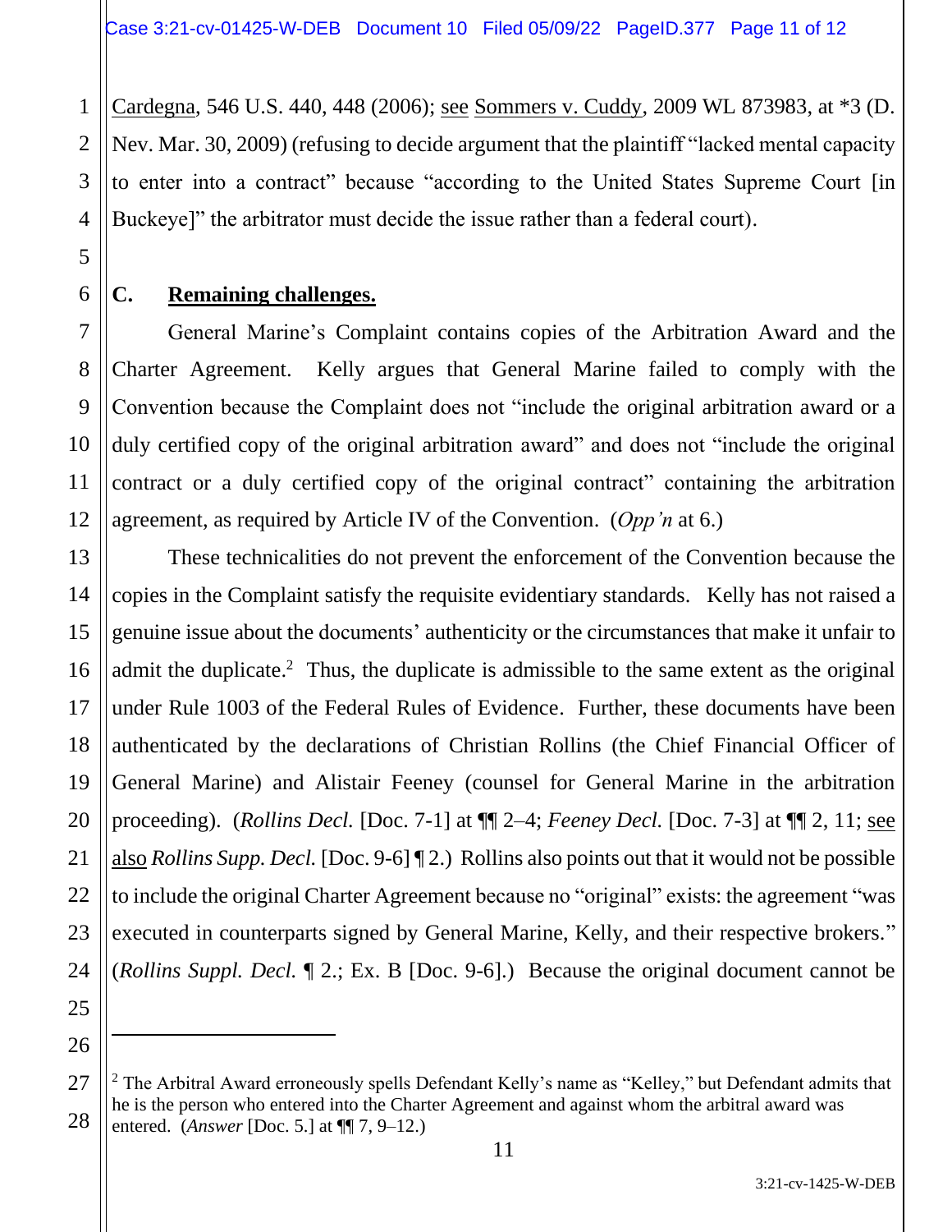Cardegna, 546 U.S. 440, 448 (2006); see Sommers v. Cuddy, 2009 WL 873983, at *3 (D. Nev. Mar. 30, 2009) (refusing to decide argument that the plaintiff "lacked mental capacity to enter into a contract" because "according to the United States Supreme Court [in Buckeye]" the arbitrator must decide the issue rather than a federal court).

### C. Remaining challenges.

General Marine's Complaint contains copies of the Arbitration Award and the Charter Agreement. Kelly argues that General Marine failed to comply with the Convention because the Complaint does not "include the original arbitration award or a duly certified copy of the original arbitration award" and does not "include the original contract or a duly certified copy of the original contract" containing the arbitration agreement, as required by Article IV of the Convention. (*Opp'n* at 6.)

These technicalities do not prevent the enforcement of the Convention because the copies in the Complaint satisfy the requisite evidentiary standards. Kelly has not raised a genuine issue about the documents' authenticity or the circumstances that make it unfair to admit the duplicate.[2] Thus, the duplicate is admissible to the same extent as the original under Rule 1003 of the Federal Rules of Evidence. Further, these documents have been authenticated by the declarations of Christian Rollins (the Chief Financial Officer of General Marine) and Alistair Feeney (counsel for General Marine in the arbitration proceeding). (*Rollins Decl.* [Doc. 7-1] at ¶¶ 2–4; *Feeney Decl.* [Doc. 7-3] at ¶¶ 2, 11; see also *Rollins Supp. Decl.* [Doc. 9-6] ¶ 2.) Rollins also points out that it would not be possible to include the original Charter Agreement because no "original" exists: the agreement "was executed in counterparts signed by General Marine, Kelly, and their respective brokers." (*Rollins Suppl. Decl.* ¶ 2.; Ex. B [Doc. 9-6].) Because the original document cannot be

---

[2] The Arbitral Award erroneously spells Defendant Kelly's name as "Kelley," but Defendant admits that he is the person who entered into the Charter Agreement and against whom the arbitral award was entered. (*Answer* [Doc. 5.] at ¶¶ 7, 9–12.)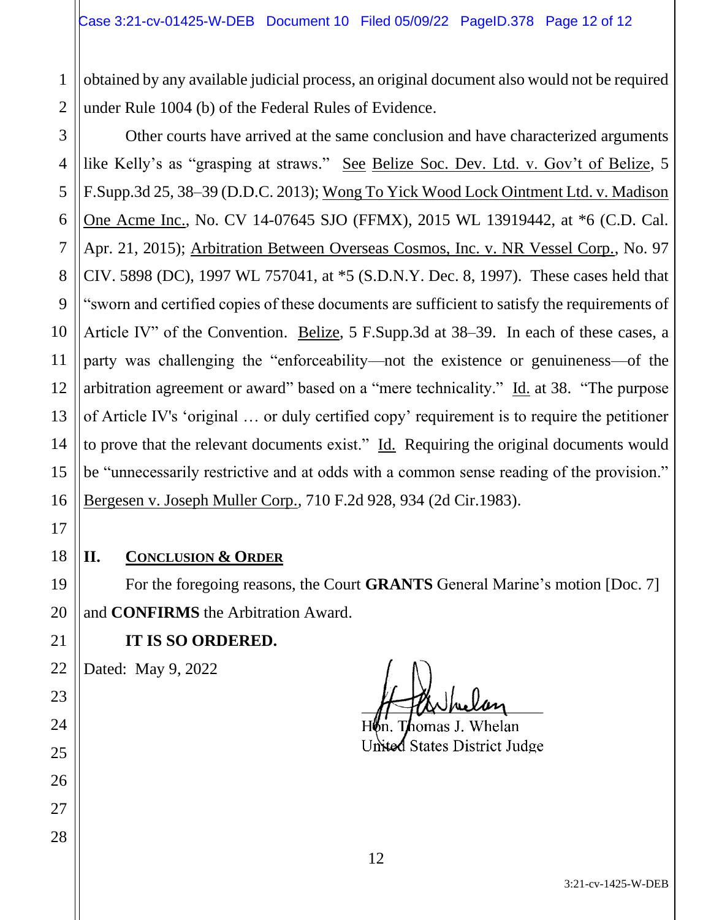obtained by any available judicial process, an original document also would not be required under Rule 1004 (b) of the Federal Rules of Evidence.

Other courts have arrived at the same conclusion and have characterized arguments like Kelly's as "grasping at straws." See Belize Soc. Dev. Ltd. v. Gov't of Belize, 5 F.Supp.3d 25, 38–39 (D.D.C. 2013); Wong To Yick Wood Lock Ointment Ltd. v. Madison One Acme Inc., No. CV 14-07645 SJO (FFMX), 2015 WL 13919442, at *6 (C.D. Cal. Apr. 21, 2015); Arbitration Between Overseas Cosmos, Inc. v. NR Vessel Corp., No. 97 CIV. 5898 (DC), 1997 WL 757041, at *5 (S.D.N.Y. Dec. 8, 1997). These cases held that "sworn and certified copies of these documents are sufficient to satisfy the requirements of Article IV" of the Convention. Belize, 5 F.Supp.3d at 38–39. In each of these cases, a party was challenging the "enforceability—not the existence or genuineness—of the arbitration agreement or award" based on a "mere technicality." Id. at 38. "The purpose of Article IV's 'original … or duly certified copy' requirement is to require the petitioner to prove that the relevant documents exist." Id. Requiring the original documents would be "unnecessarily restrictive and at odds with a common sense reading of the provision." Bergesen v. Joseph Muller Corp., 710 F.2d 928, 934 (2d Cir.1983).

## II. Conclusion & Order

For the foregoing reasons, the Court **GRANTS** General Marine's motion [Doc. 7] and **CONFIRMS** the Arbitration Award.

**IT IS SO ORDERED.**

Dated: May 9, 2022

Hon. Thomas J. Whelan
United States District Judge